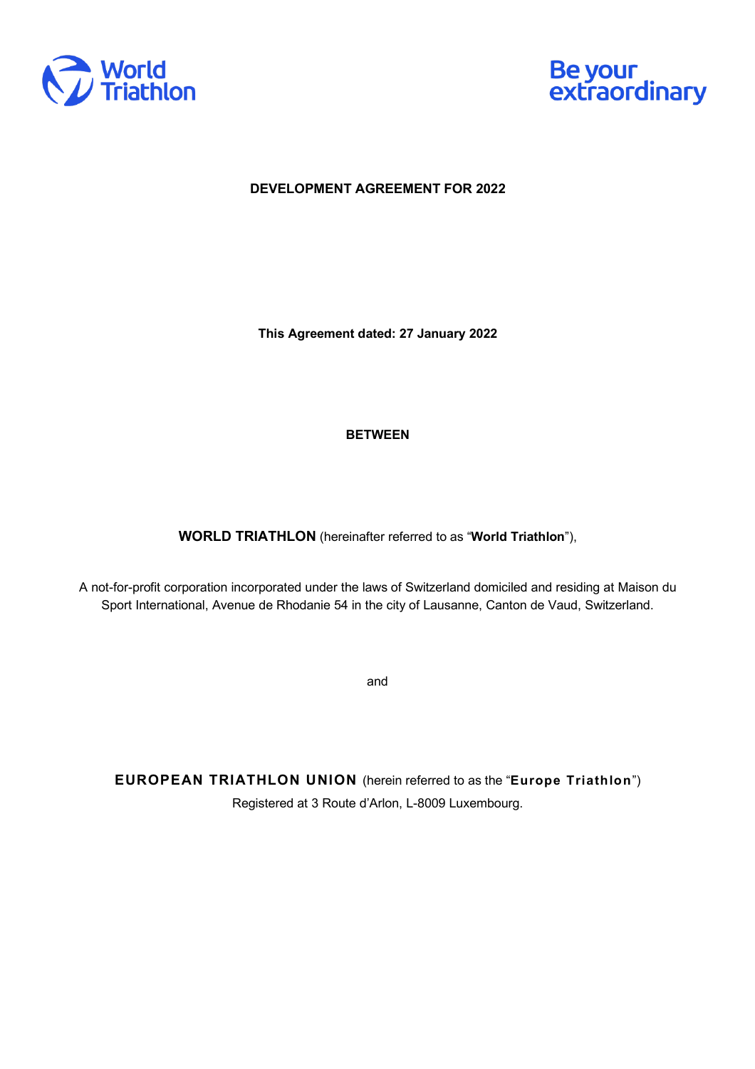World Triathlon

Be your extraordinary

**DEVELOPMENT AGREEMENT FOR 2022**

**This Agreement dated: 27 January 2022**

**BETWEEN**

**WORLD TRIATHLON** (hereinafter referred to as "**World Triathlon**"),

A not-for-profit corporation incorporated under the laws of Switzerland domiciled and residing at Maison du Sport International, Avenue de Rhodanie 54 in the city of Lausanne, Canton de Vaud, Switzerland.

and

**EUROPEAN TRIATHLON UNION** (herein referred to as the "**Europe Triathlon**")
Registered at 3 Route d'Arlon, L-8009 Luxembourg.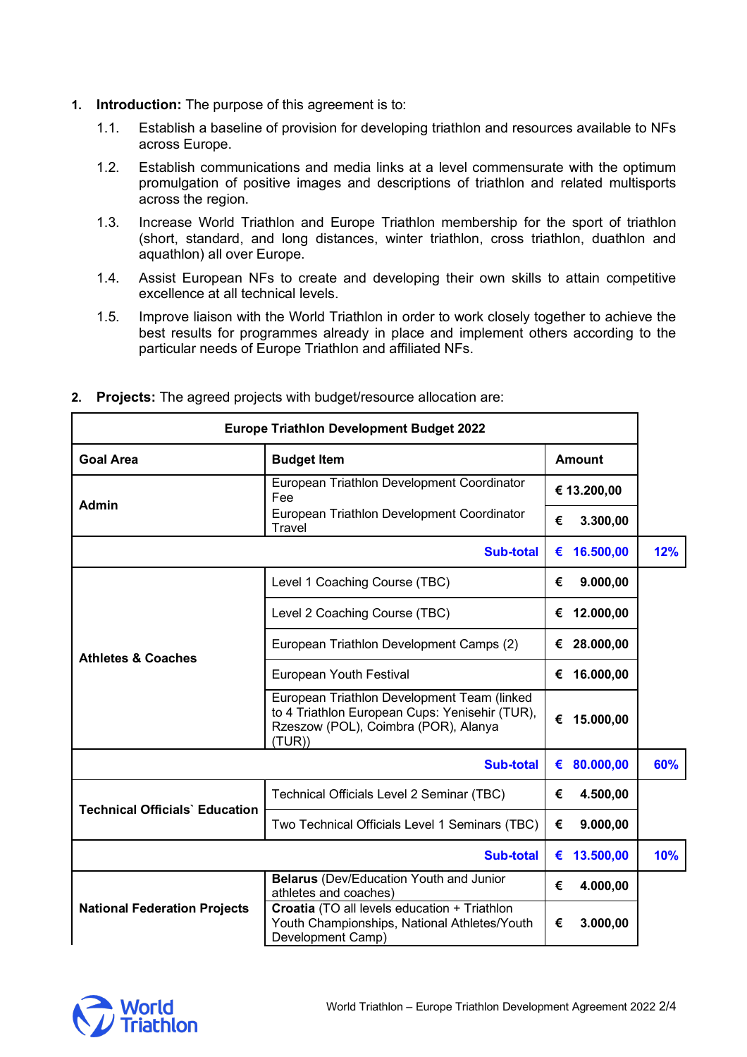1. **Introduction:** The purpose of this agreement is to:
   1.1. Establish a baseline of provision for developing triathlon and resources available to NFs across Europe.
   1.2. Establish communications and media links at a level commensurate with the optimum promulgation of positive images and descriptions of triathlon and related multisports across the region.
   1.3. Increase World Triathlon and Europe Triathlon membership for the sport of triathlon (short, standard, and long distances, winter triathlon, cross triathlon, duathlon and aquathlon) all over Europe.
   1.4. Assist European NFs to create and developing their own skills to attain competitive excellence at all technical levels.
   1.5. Improve liaison with the World Triathlon in order to work closely together to achieve the best results for programmes already in place and implement others according to the particular needs of Europe Triathlon and affiliated NFs.

2. **Projects:** The agreed projects with budget/resource allocation are:

| Europe Triathlon Development Budget 2022 | | | |
|---|---|---|---|
| **Goal Area** | **Budget Item** | **Amount** | |
| **Admin** | European Triathlon Development Coordinator Fee | **€ 13.200,00** | |
| | European Triathlon Development Coordinator Travel | **€ 3.300,00** | |
| | **Sub-total** | **€ 16.500,00** | **12%** |
| **Athletes & Coaches** | Level 1 Coaching Course (TBC) | **€ 9.000,00** | |
| | Level 2 Coaching Course (TBC) | **€ 12.000,00** | |
| | European Triathlon Development Camps (2) | **€ 28.000,00** | |
| | European Youth Festival | **€ 16.000,00** | |
| | European Triathlon Development Team (linked to 4 Triathlon European Cups: Yenisehir (TUR), Rzeszow (POL), Coimbra (POR), Alanya (TUR)) | **€ 15.000,00** | |
| | **Sub-total** | **€ 80.000,00** | **60%** |
| **Technical Officials` Education** | Technical Officials Level 2 Seminar (TBC) | **€ 4.500,00** | |
| | Two Technical Officials Level 1 Seminars (TBC) | **€ 9.000,00** | |
| | **Sub-total** | **€ 13.500,00** | **10%** |
| **National Federation Projects** | **Belarus** (Dev/Education Youth and Junior athletes and coaches) | **€ 4.000,00** | |
| | **Croatia** (TO all levels education + Triathlon Youth Championships, National Athletes/Youth Development Camp) | **€ 3.000,00** | |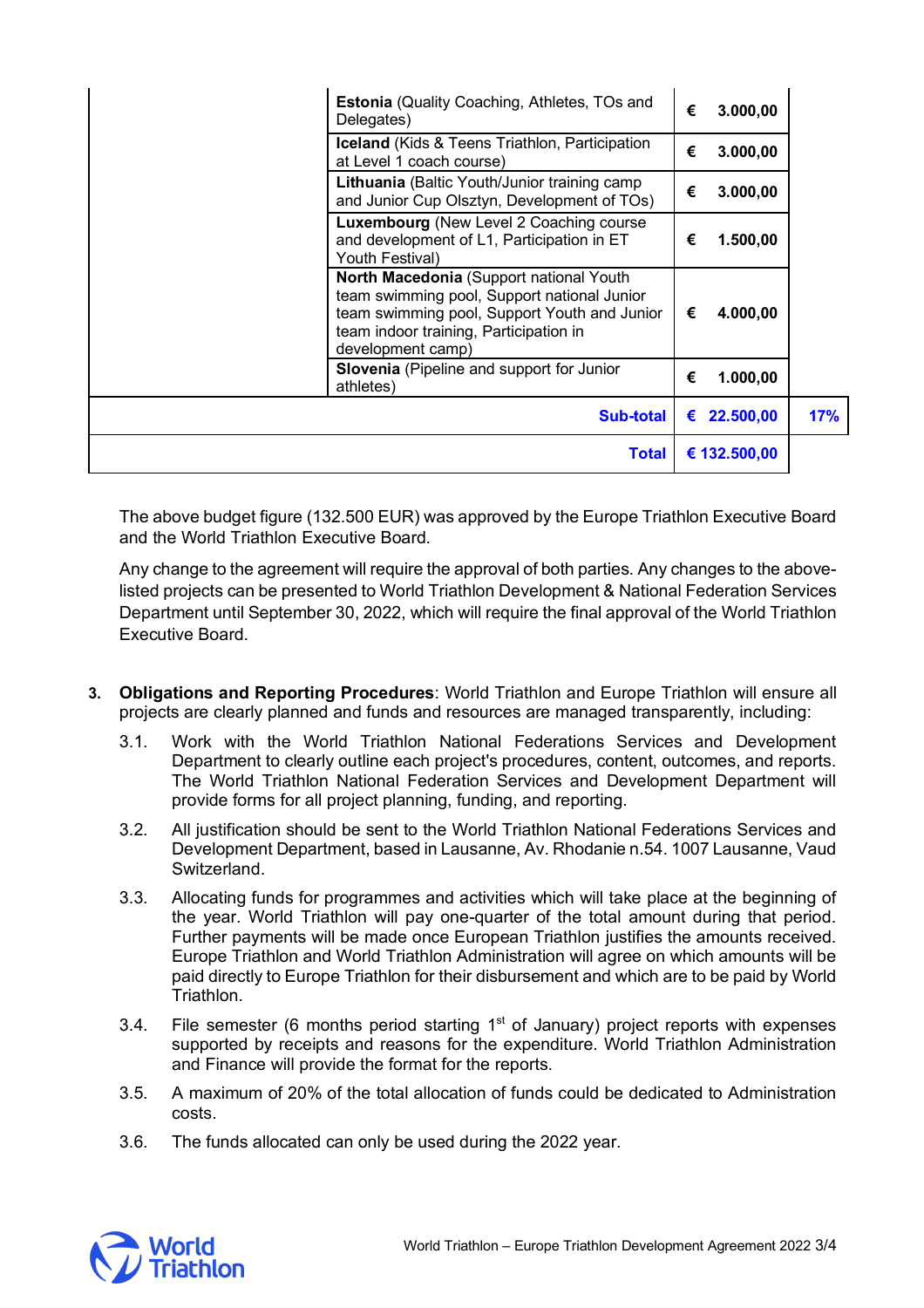| | | | |
|---|---|---|---|
| | **Estonia** (Quality Coaching, Athletes, TOs and Delegates) | € 3.000,00 | |
| | **Iceland** (Kids & Teens Triathlon, Participation at Level 1 coach course) | € 3.000,00 | |
| | **Lithuania** (Baltic Youth/Junior training camp and Junior Cup Olsztyn, Development of TOs) | € 3.000,00 | |
| | **Luxembourg** (New Level 2 Coaching course and development of L1, Participation in ET Youth Festival) | € 1.500,00 | |
| | **North Macedonia** (Support national Youth team swimming pool, Support national Junior team swimming pool, Support Youth and Junior team indoor training, Participation in development camp) | € 4.000,00 | |
| | **Slovenia** (Pipeline and support for Junior athletes) | € 1.000,00 | |
| | **Sub-total** | **€ 22.500,00** | **17%** |
| | **Total** | **€ 132.500,00** | |

The above budget figure (132.500 EUR) was approved by the Europe Triathlon Executive Board and the World Triathlon Executive Board.

Any change to the agreement will require the approval of both parties. Any changes to the above-listed projects can be presented to World Triathlon Development & National Federation Services Department until September 30, 2022, which will require the final approval of the World Triathlon Executive Board.

3. **Obligations and Reporting Procedures**: World Triathlon and Europe Triathlon will ensure all projects are clearly planned and funds and resources are managed transparently, including:

   3.1. Work with the World Triathlon National Federations Services and Development Department to clearly outline each project's procedures, content, outcomes, and reports. The World Triathlon National Federation Services and Development Department will provide forms for all project planning, funding, and reporting.

   3.2. All justification should be sent to the World Triathlon National Federations Services and Development Department, based in Lausanne, Av. Rhodanie n.54. 1007 Lausanne, Vaud Switzerland.

   3.3. Allocating funds for programmes and activities which will take place at the beginning of the year. World Triathlon will pay one-quarter of the total amount during that period. Further payments will be made once European Triathlon justifies the amounts received. Europe Triathlon and World Triathlon Administration will agree on which amounts will be paid directly to Europe Triathlon for their disbursement and which are to be paid by World Triathlon.

   3.4. File semester (6 months period starting 1st of January) project reports with expenses supported by receipts and reasons for the expenditure. World Triathlon Administration and Finance will provide the format for the reports.

   3.5. A maximum of 20% of the total allocation of funds could be dedicated to Administration costs.

   3.6. The funds allocated can only be used during the 2022 year.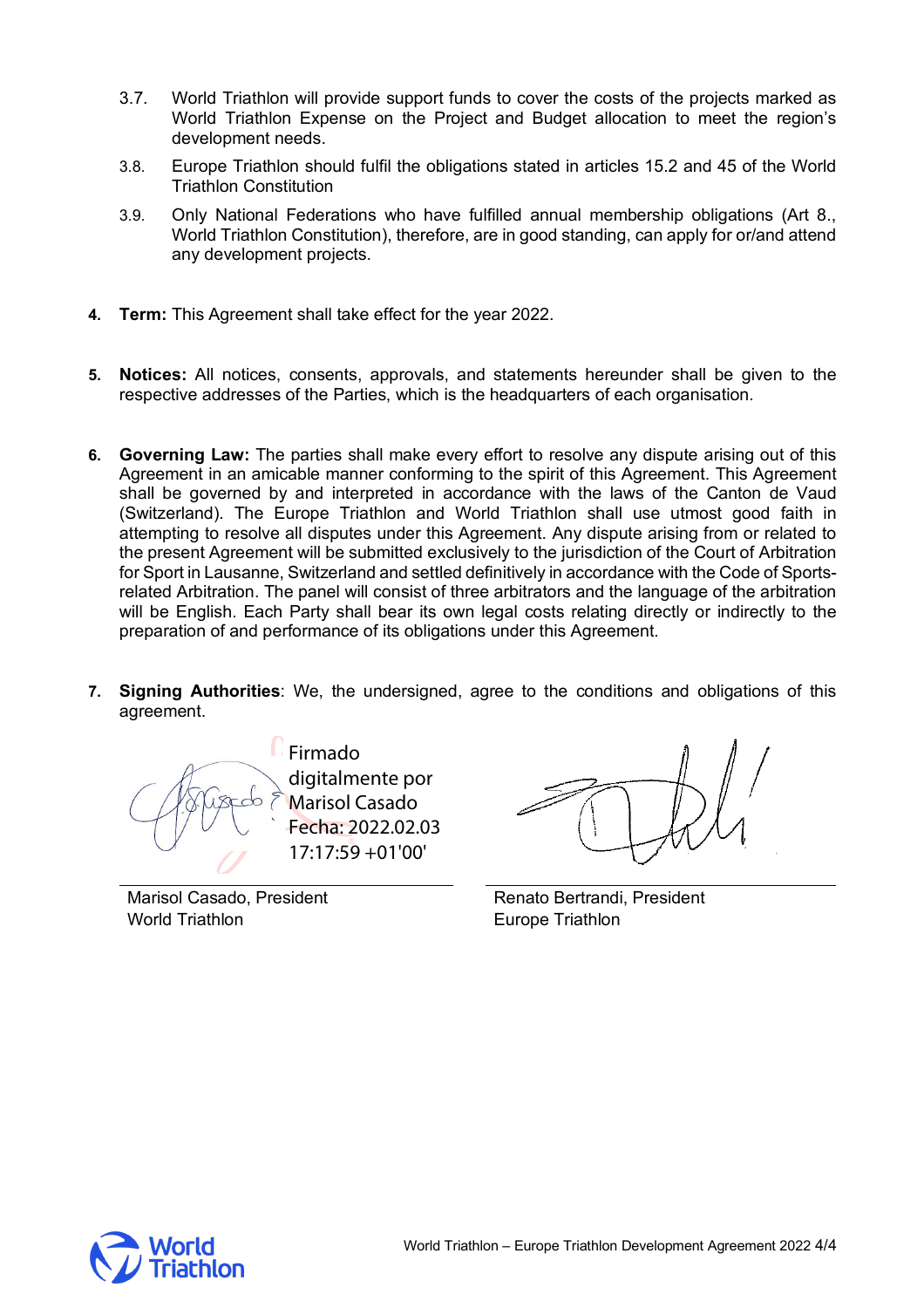3.7. World Triathlon will provide support funds to cover the costs of the projects marked as World Triathlon Expense on the Project and Budget allocation to meet the region's development needs.

3.8. Europe Triathlon should fulfil the obligations stated in articles 15.2 and 45 of the World Triathlon Constitution

3.9. Only National Federations who have fulfilled annual membership obligations (Art 8., World Triathlon Constitution), therefore, are in good standing, can apply for or/and attend any development projects.

4. **Term:** This Agreement shall take effect for the year 2022.

5. **Notices:** All notices, consents, approvals, and statements hereunder shall be given to the respective addresses of the Parties, which is the headquarters of each organisation.

6. **Governing Law:** The parties shall make every effort to resolve any dispute arising out of this Agreement in an amicable manner conforming to the spirit of this Agreement. This Agreement shall be governed by and interpreted in accordance with the laws of the Canton de Vaud (Switzerland). The Europe Triathlon and World Triathlon shall use utmost good faith in attempting to resolve all disputes under this Agreement. Any dispute arising from or related to the present Agreement will be submitted exclusively to the jurisdiction of the Court of Arbitration for Sport in Lausanne, Switzerland and settled definitively in accordance with the Code of Sports-related Arbitration. The panel will consist of three arbitrators and the language of the arbitration will be English. Each Party shall bear its own legal costs relating directly or indirectly to the preparation of and performance of its obligations under this Agreement.

7. **Signing Authorities**: We, the undersigned, agree to the conditions and obligations of this agreement.

Firmado digitalmente por Marisol Casado
Fecha: 2022.02.03 17:17:59 +01'00'

| | |
|---|---|
| Marisol Casado, President<br>World Triathlon | Renato Bertrandi, President<br>Europe Triathlon |